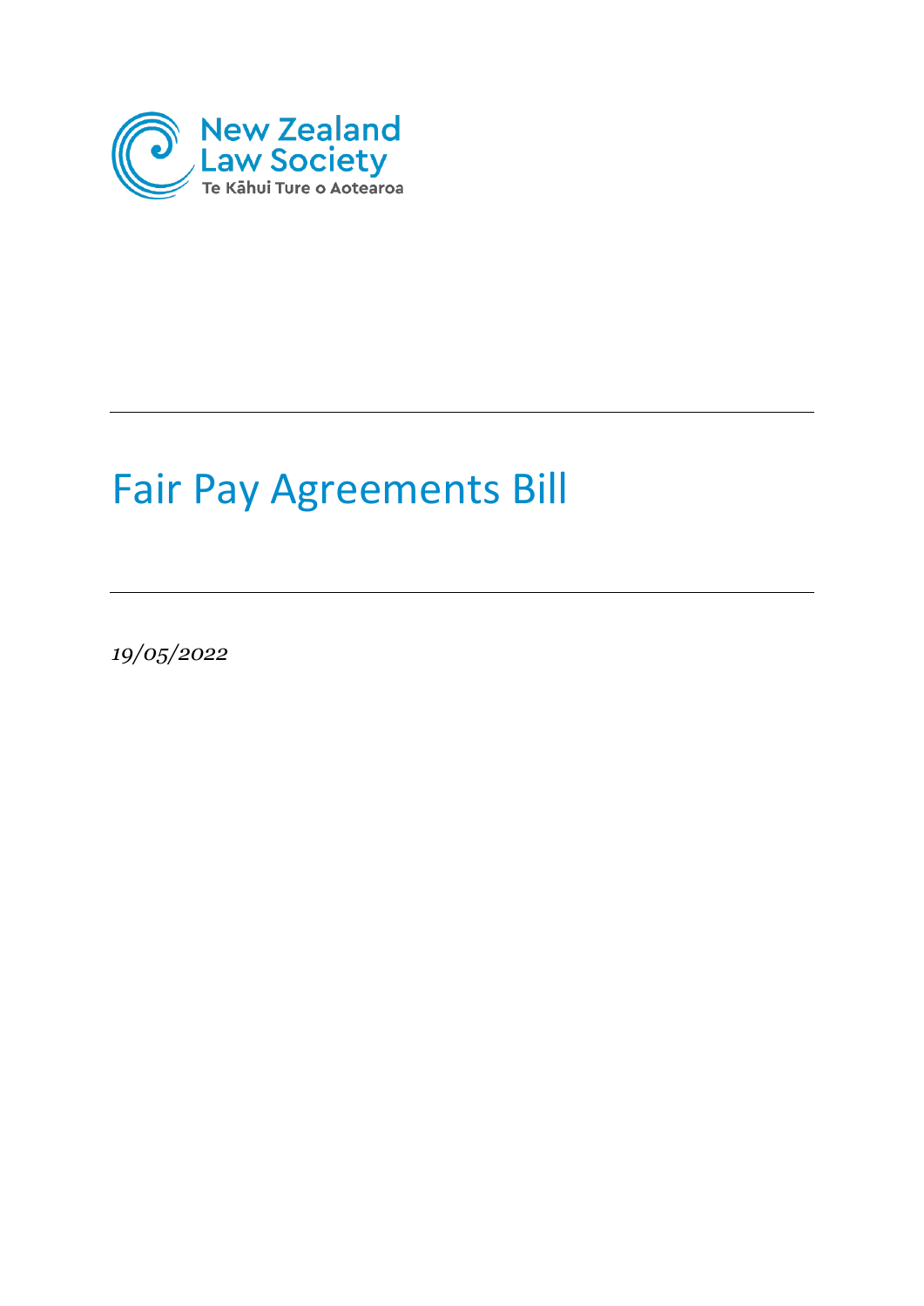New Zealand Law Society
Te Kāhui Ture o Aotearoa

# Fair Pay Agreements Bill

*19/05/2022*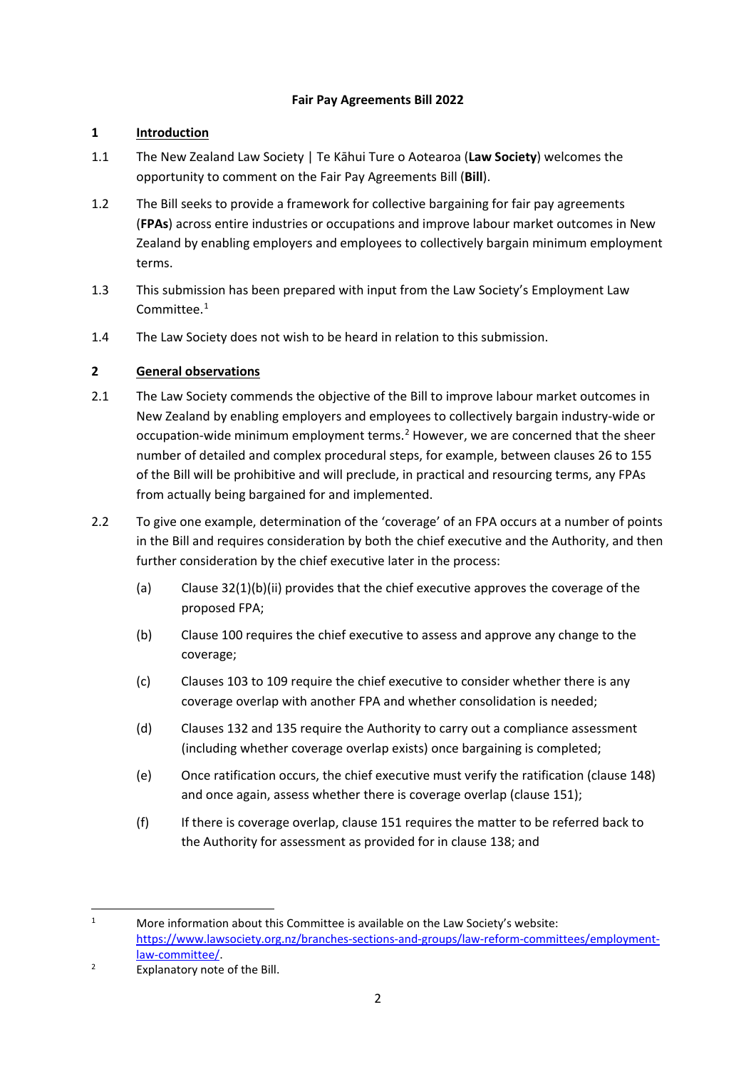**Fair Pay Agreements Bill 2022**

## 1 Introduction

1.1 The New Zealand Law Society | Te Kāhui Ture o Aotearoa (**Law Society**) welcomes the opportunity to comment on the Fair Pay Agreements Bill (**Bill**).

1.2 The Bill seeks to provide a framework for collective bargaining for fair pay agreements (**FPAs**) across entire industries or occupations and improve labour market outcomes in New Zealand by enabling employers and employees to collectively bargain minimum employment terms.

1.3 This submission has been prepared with input from the Law Society's Employment Law Committee.[1]

1.4 The Law Society does not wish to be heard in relation to this submission.

## 2 General observations

2.1 The Law Society commends the objective of the Bill to improve labour market outcomes in New Zealand by enabling employers and employees to collectively bargain industry-wide or occupation-wide minimum employment terms.[2] However, we are concerned that the sheer number of detailed and complex procedural steps, for example, between clauses 26 to 155 of the Bill will be prohibitive and will preclude, in practical and resourcing terms, any FPAs from actually being bargained for and implemented.

2.2 To give one example, determination of the 'coverage' of an FPA occurs at a number of points in the Bill and requires consideration by both the chief executive and the Authority, and then further consideration by the chief executive later in the process:

(a) Clause 32(1)(b)(ii) provides that the chief executive approves the coverage of the proposed FPA;

(b) Clause 100 requires the chief executive to assess and approve any change to the coverage;

(c) Clauses 103 to 109 require the chief executive to consider whether there is any coverage overlap with another FPA and whether consolidation is needed;

(d) Clauses 132 and 135 require the Authority to carry out a compliance assessment (including whether coverage overlap exists) once bargaining is completed;

(e) Once ratification occurs, the chief executive must verify the ratification (clause 148) and once again, assess whether there is coverage overlap (clause 151);

(f) If there is coverage overlap, clause 151 requires the matter to be referred back to the Authority for assessment as provided for in clause 138; and

---

[1] More information about this Committee is available on the Law Society's website: https://www.lawsociety.org.nz/branches-sections-and-groups/law-reform-committees/employment-law-committee/.

[2] Explanatory note of the Bill.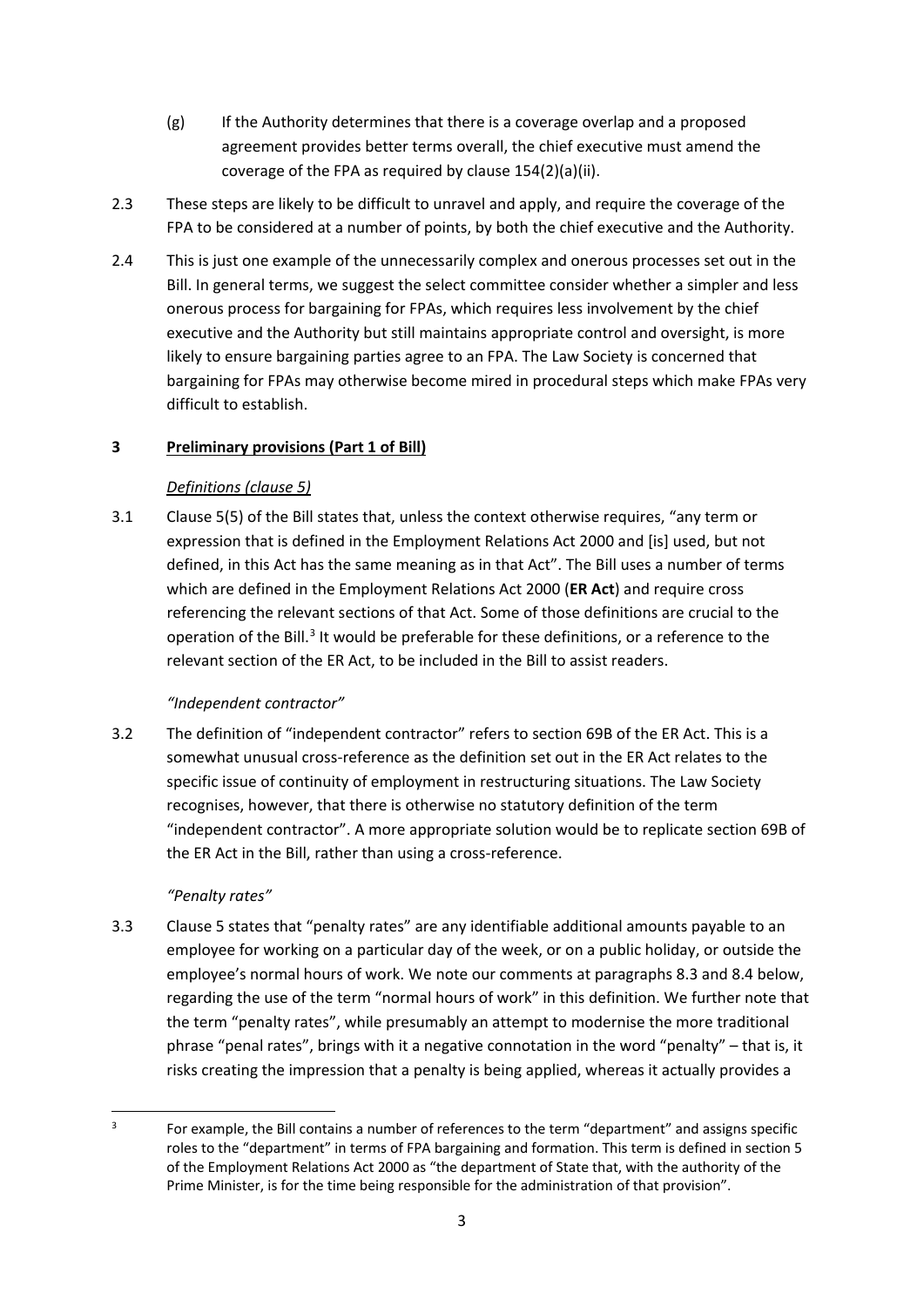(g) If the Authority determines that there is a coverage overlap and a proposed agreement provides better terms overall, the chief executive must amend the coverage of the FPA as required by clause 154(2)(a)(ii).

2.3 These steps are likely to be difficult to unravel and apply, and require the coverage of the FPA to be considered at a number of points, by both the chief executive and the Authority.

2.4 This is just one example of the unnecessarily complex and onerous processes set out in the Bill. In general terms, we suggest the select committee consider whether a simpler and less onerous process for bargaining for FPAs, which requires less involvement by the chief executive and the Authority but still maintains appropriate control and oversight, is more likely to ensure bargaining parties agree to an FPA. The Law Society is concerned that bargaining for FPAs may otherwise become mired in procedural steps which make FPAs very difficult to establish.

## 3 Preliminary provisions (Part 1 of Bill)

### *Definitions (clause 5)*

3.1 Clause 5(5) of the Bill states that, unless the context otherwise requires, "any term or expression that is defined in the Employment Relations Act 2000 and [is] used, but not defined, in this Act has the same meaning as in that Act". The Bill uses a number of terms which are defined in the Employment Relations Act 2000 (**ER Act**) and require cross referencing the relevant sections of that Act. Some of those definitions are crucial to the operation of the Bill.[3] It would be preferable for these definitions, or a reference to the relevant section of the ER Act, to be included in the Bill to assist readers.

#### *"Independent contractor"*

3.2 The definition of "independent contractor" refers to section 69B of the ER Act. This is a somewhat unusual cross-reference as the definition set out in the ER Act relates to the specific issue of continuity of employment in restructuring situations. The Law Society recognises, however, that there is otherwise no statutory definition of the term "independent contractor". A more appropriate solution would be to replicate section 69B of the ER Act in the Bill, rather than using a cross-reference.

#### *"Penalty rates"*

3.3 Clause 5 states that "penalty rates" are any identifiable additional amounts payable to an employee for working on a particular day of the week, or on a public holiday, or outside the employee's normal hours of work. We note our comments at paragraphs 8.3 and 8.4 below, regarding the use of the term "normal hours of work" in this definition. We further note that the term "penalty rates", while presumably an attempt to modernise the more traditional phrase "penal rates", brings with it a negative connotation in the word "penalty" – that is, it risks creating the impression that a penalty is being applied, whereas it actually provides a

---

[3] For example, the Bill contains a number of references to the term "department" and assigns specific roles to the "department" in terms of FPA bargaining and formation. This term is defined in section 5 of the Employment Relations Act 2000 as "the department of State that, with the authority of the Prime Minister, is for the time being responsible for the administration of that provision".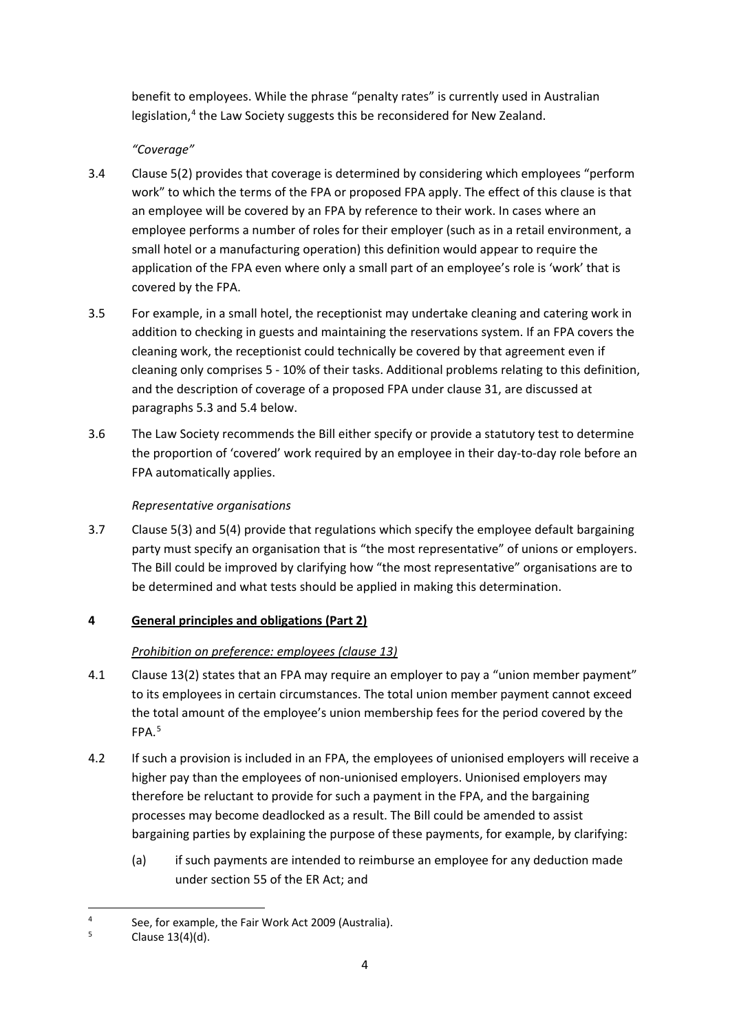benefit to employees. While the phrase "penalty rates" is currently used in Australian legislation,[4] the Law Society suggests this be reconsidered for New Zealand.

*"Coverage"*

3.4 Clause 5(2) provides that coverage is determined by considering which employees "perform work" to which the terms of the FPA or proposed FPA apply. The effect of this clause is that an employee will be covered by an FPA by reference to their work. In cases where an employee performs a number of roles for their employer (such as in a retail environment, a small hotel or a manufacturing operation) this definition would appear to require the application of the FPA even where only a small part of an employee's role is 'work' that is covered by the FPA.

3.5 For example, in a small hotel, the receptionist may undertake cleaning and catering work in addition to checking in guests and maintaining the reservations system. If an FPA covers the cleaning work, the receptionist could technically be covered by that agreement even if cleaning only comprises 5 - 10% of their tasks. Additional problems relating to this definition, and the description of coverage of a proposed FPA under clause 31, are discussed at paragraphs 5.3 and 5.4 below.

3.6 The Law Society recommends the Bill either specify or provide a statutory test to determine the proportion of 'covered' work required by an employee in their day-to-day role before an FPA automatically applies.

*Representative organisations*

3.7 Clause 5(3) and 5(4) provide that regulations which specify the employee default bargaining party must specify an organisation that is "the most representative" of unions or employers. The Bill could be improved by clarifying how "the most representative" organisations are to be determined and what tests should be applied in making this determination.

## 4 General principles and obligations (Part 2)

*Prohibition on preference: employees (clause 13)*

4.1 Clause 13(2) states that an FPA may require an employer to pay a "union member payment" to its employees in certain circumstances. The total union member payment cannot exceed the total amount of the employee's union membership fees for the period covered by the FPA.[5]

4.2 If such a provision is included in an FPA, the employees of unionised employers will receive a higher pay than the employees of non-unionised employers. Unionised employers may therefore be reluctant to provide for such a payment in the FPA, and the bargaining processes may become deadlocked as a result. The Bill could be amended to assist bargaining parties by explaining the purpose of these payments, for example, by clarifying:

(a) if such payments are intended to reimburse an employee for any deduction made under section 55 of the ER Act; and

---

[4] See, for example, the Fair Work Act 2009 (Australia).

[5] Clause 13(4)(d).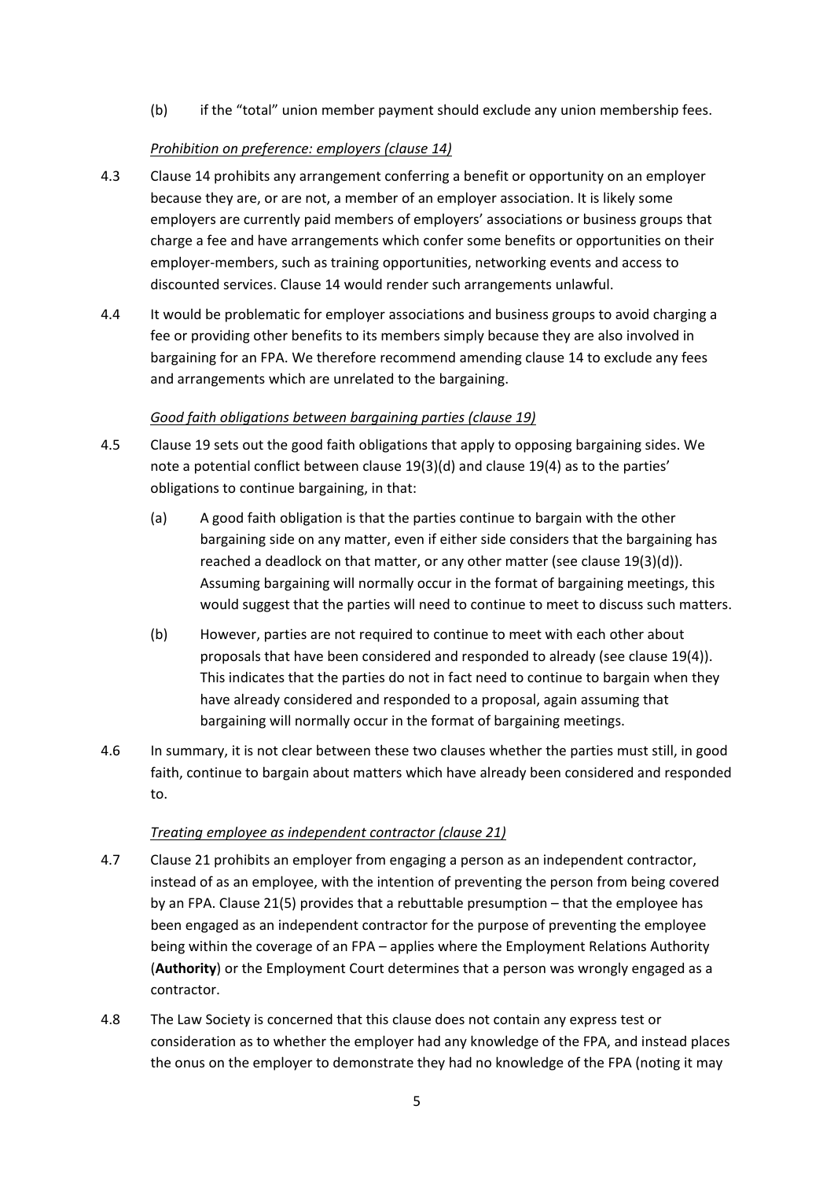(b) if the "total" union member payment should exclude any union membership fees.

*Prohibition on preference: employers (clause 14)*

4.3 Clause 14 prohibits any arrangement conferring a benefit or opportunity on an employer because they are, or are not, a member of an employer association. It is likely some employers are currently paid members of employers' associations or business groups that charge a fee and have arrangements which confer some benefits or opportunities on their employer-members, such as training opportunities, networking events and access to discounted services. Clause 14 would render such arrangements unlawful.

4.4 It would be problematic for employer associations and business groups to avoid charging a fee or providing other benefits to its members simply because they are also involved in bargaining for an FPA. We therefore recommend amending clause 14 to exclude any fees and arrangements which are unrelated to the bargaining.

*Good faith obligations between bargaining parties (clause 19)*

4.5 Clause 19 sets out the good faith obligations that apply to opposing bargaining sides. We note a potential conflict between clause 19(3)(d) and clause 19(4) as to the parties' obligations to continue bargaining, in that:

(a) A good faith obligation is that the parties continue to bargain with the other bargaining side on any matter, even if either side considers that the bargaining has reached a deadlock on that matter, or any other matter (see clause 19(3)(d)). Assuming bargaining will normally occur in the format of bargaining meetings, this would suggest that the parties will need to continue to meet to discuss such matters.

(b) However, parties are not required to continue to meet with each other about proposals that have been considered and responded to already (see clause 19(4)). This indicates that the parties do not in fact need to continue to bargain when they have already considered and responded to a proposal, again assuming that bargaining will normally occur in the format of bargaining meetings.

4.6 In summary, it is not clear between these two clauses whether the parties must still, in good faith, continue to bargain about matters which have already been considered and responded to.

*Treating employee as independent contractor (clause 21)*

4.7 Clause 21 prohibits an employer from engaging a person as an independent contractor, instead of as an employee, with the intention of preventing the person from being covered by an FPA. Clause 21(5) provides that a rebuttable presumption – that the employee has been engaged as an independent contractor for the purpose of preventing the employee being within the coverage of an FPA – applies where the Employment Relations Authority (**Authority**) or the Employment Court determines that a person was wrongly engaged as a contractor.

4.8 The Law Society is concerned that this clause does not contain any express test or consideration as to whether the employer had any knowledge of the FPA, and instead places the onus on the employer to demonstrate they had no knowledge of the FPA (noting it may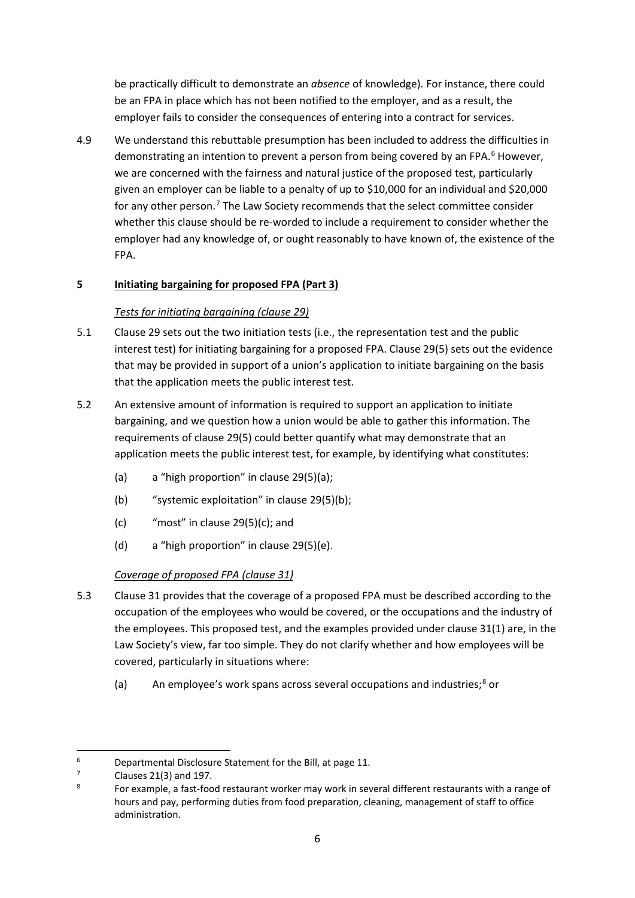be practically difficult to demonstrate an *absence* of knowledge). For instance, there could be an FPA in place which has not been notified to the employer, and as a result, the employer fails to consider the consequences of entering into a contract for services.

4.9 We understand this rebuttable presumption has been included to address the difficulties in demonstrating an intention to prevent a person from being covered by an FPA.[6] However, we are concerned with the fairness and natural justice of the proposed test, particularly given an employer can be liable to a penalty of up to $10,000 for an individual and $20,000 for any other person.[7] The Law Society recommends that the select committee consider whether this clause should be re-worded to include a requirement to consider whether the employer had any knowledge of, or ought reasonably to have known of, the existence of the FPA.

## 5 Initiating bargaining for proposed FPA (Part 3)

*Tests for initiating bargaining (clause 29)*

5.1 Clause 29 sets out the two initiation tests (i.e., the representation test and the public interest test) for initiating bargaining for a proposed FPA. Clause 29(5) sets out the evidence that may be provided in support of a union's application to initiate bargaining on the basis that the application meets the public interest test.

5.2 An extensive amount of information is required to support an application to initiate bargaining, and we question how a union would be able to gather this information. The requirements of clause 29(5) could better quantify what may demonstrate that an application meets the public interest test, for example, by identifying what constitutes:

(a) a "high proportion" in clause 29(5)(a);

(b) "systemic exploitation" in clause 29(5)(b);

(c) "most" in clause 29(5)(c); and

(d) a "high proportion" in clause 29(5)(e).

*Coverage of proposed FPA (clause 31)*

5.3 Clause 31 provides that the coverage of a proposed FPA must be described according to the occupation of the employees who would be covered, or the occupations and the industry of the employees. This proposed test, and the examples provided under clause 31(1) are, in the Law Society's view, far too simple. They do not clarify whether and how employees will be covered, particularly in situations where:

(a) An employee's work spans across several occupations and industries;[8] or

---

[6] Departmental Disclosure Statement for the Bill, at page 11.

[7] Clauses 21(3) and 197.

[8] For example, a fast-food restaurant worker may work in several different restaurants with a range of hours and pay, performing duties from food preparation, cleaning, management of staff to office administration.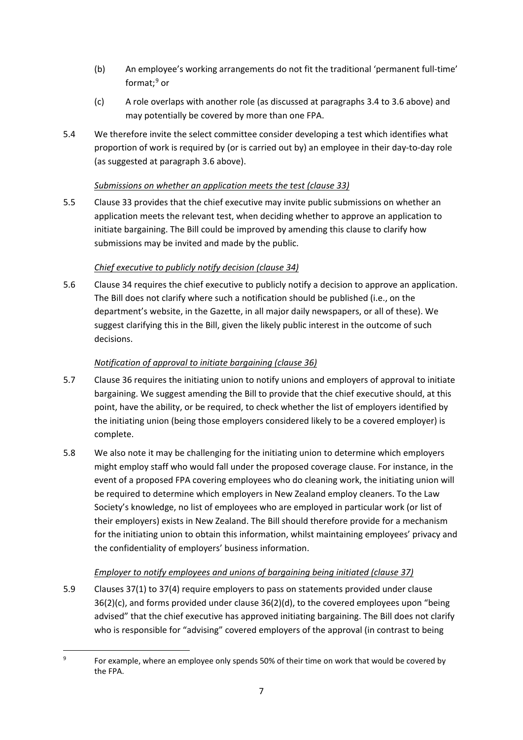(b) An employee's working arrangements do not fit the traditional 'permanent full-time' format;[9] or

(c) A role overlaps with another role (as discussed at paragraphs 3.4 to 3.6 above) and may potentially be covered by more than one FPA.

5.4 We therefore invite the select committee consider developing a test which identifies what proportion of work is required by (or is carried out by) an employee in their day-to-day role (as suggested at paragraph 3.6 above).

*Submissions on whether an application meets the test (clause 33)*

5.5 Clause 33 provides that the chief executive may invite public submissions on whether an application meets the relevant test, when deciding whether to approve an application to initiate bargaining. The Bill could be improved by amending this clause to clarify how submissions may be invited and made by the public.

*Chief executive to publicly notify decision (clause 34)*

5.6 Clause 34 requires the chief executive to publicly notify a decision to approve an application. The Bill does not clarify where such a notification should be published (i.e., on the department's website, in the Gazette, in all major daily newspapers, or all of these). We suggest clarifying this in the Bill, given the likely public interest in the outcome of such decisions.

*Notification of approval to initiate bargaining (clause 36)*

5.7 Clause 36 requires the initiating union to notify unions and employers of approval to initiate bargaining. We suggest amending the Bill to provide that the chief executive should, at this point, have the ability, or be required, to check whether the list of employers identified by the initiating union (being those employers considered likely to be a covered employer) is complete.

5.8 We also note it may be challenging for the initiating union to determine which employers might employ staff who would fall under the proposed coverage clause. For instance, in the event of a proposed FPA covering employees who do cleaning work, the initiating union will be required to determine which employers in New Zealand employ cleaners. To the Law Society's knowledge, no list of employees who are employed in particular work (or list of their employers) exists in New Zealand. The Bill should therefore provide for a mechanism for the initiating union to obtain this information, whilst maintaining employees' privacy and the confidentiality of employers' business information.

*Employer to notify employees and unions of bargaining being initiated (clause 37)*

5.9 Clauses 37(1) to 37(4) require employers to pass on statements provided under clause 36(2)(c), and forms provided under clause 36(2)(d), to the covered employees upon "being advised" that the chief executive has approved initiating bargaining. The Bill does not clarify who is responsible for "advising" covered employers of the approval (in contrast to being

[9] For example, where an employee only spends 50% of their time on work that would be covered by the FPA.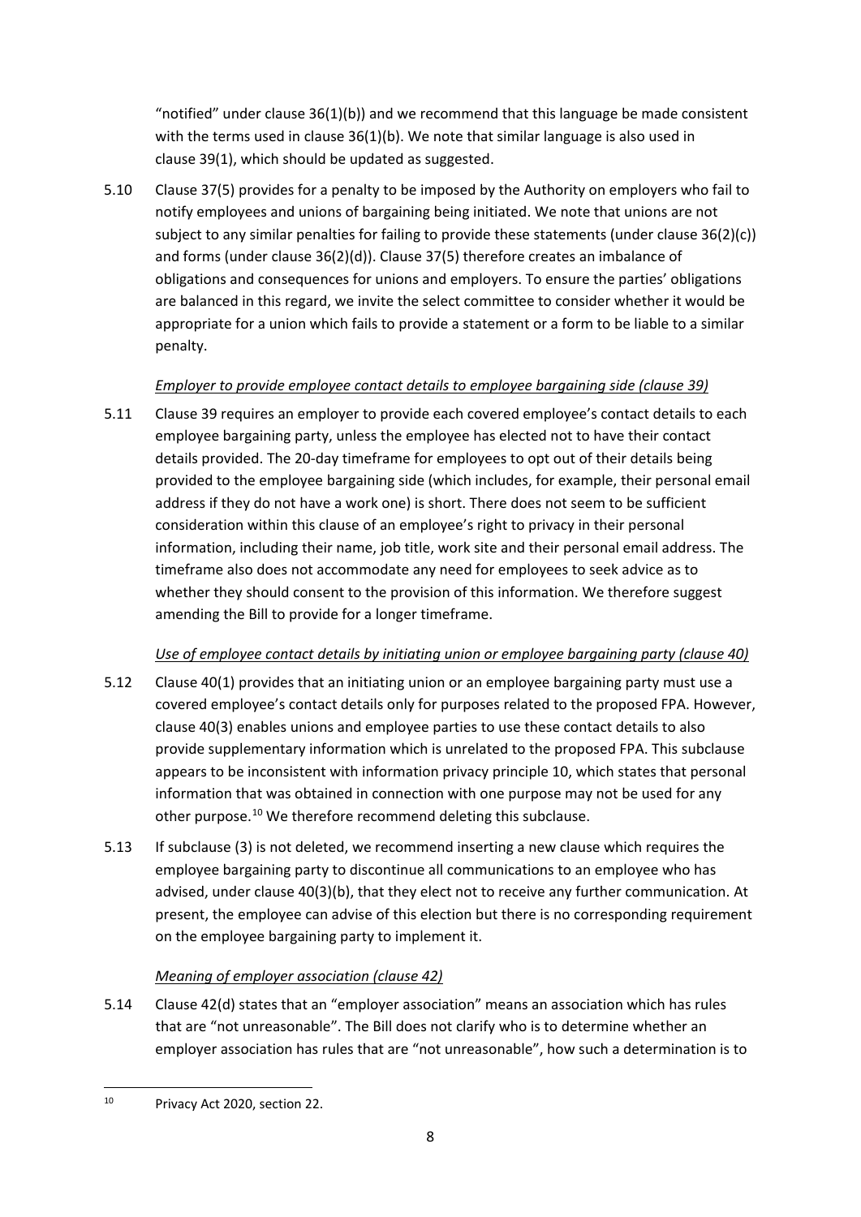"notified" under clause 36(1)(b)) and we recommend that this language be made consistent with the terms used in clause 36(1)(b). We note that similar language is also used in clause 39(1), which should be updated as suggested.

5.10 Clause 37(5) provides for a penalty to be imposed by the Authority on employers who fail to notify employees and unions of bargaining being initiated. We note that unions are not subject to any similar penalties for failing to provide these statements (under clause 36(2)(c)) and forms (under clause 36(2)(d)). Clause 37(5) therefore creates an imbalance of obligations and consequences for unions and employers. To ensure the parties' obligations are balanced in this regard, we invite the select committee to consider whether it would be appropriate for a union which fails to provide a statement or a form to be liable to a similar penalty.

*Employer to provide employee contact details to employee bargaining side (clause 39)*

5.11 Clause 39 requires an employer to provide each covered employee's contact details to each employee bargaining party, unless the employee has elected not to have their contact details provided. The 20-day timeframe for employees to opt out of their details being provided to the employee bargaining side (which includes, for example, their personal email address if they do not have a work one) is short. There does not seem to be sufficient consideration within this clause of an employee's right to privacy in their personal information, including their name, job title, work site and their personal email address. The timeframe also does not accommodate any need for employees to seek advice as to whether they should consent to the provision of this information. We therefore suggest amending the Bill to provide for a longer timeframe.

*Use of employee contact details by initiating union or employee bargaining party (clause 40)*

5.12 Clause 40(1) provides that an initiating union or an employee bargaining party must use a covered employee's contact details only for purposes related to the proposed FPA. However, clause 40(3) enables unions and employee parties to use these contact details to also provide supplementary information which is unrelated to the proposed FPA. This subclause appears to be inconsistent with information privacy principle 10, which states that personal information that was obtained in connection with one purpose may not be used for any other purpose.[10] We therefore recommend deleting this subclause.

5.13 If subclause (3) is not deleted, we recommend inserting a new clause which requires the employee bargaining party to discontinue all communications to an employee who has advised, under clause 40(3)(b), that they elect not to receive any further communication. At present, the employee can advise of this election but there is no corresponding requirement on the employee bargaining party to implement it.

*Meaning of employer association (clause 42)*

5.14 Clause 42(d) states that an "employer association" means an association which has rules that are "not unreasonable". The Bill does not clarify who is to determine whether an employer association has rules that are "not unreasonable", how such a determination is to

---

[10] Privacy Act 2020, section 22.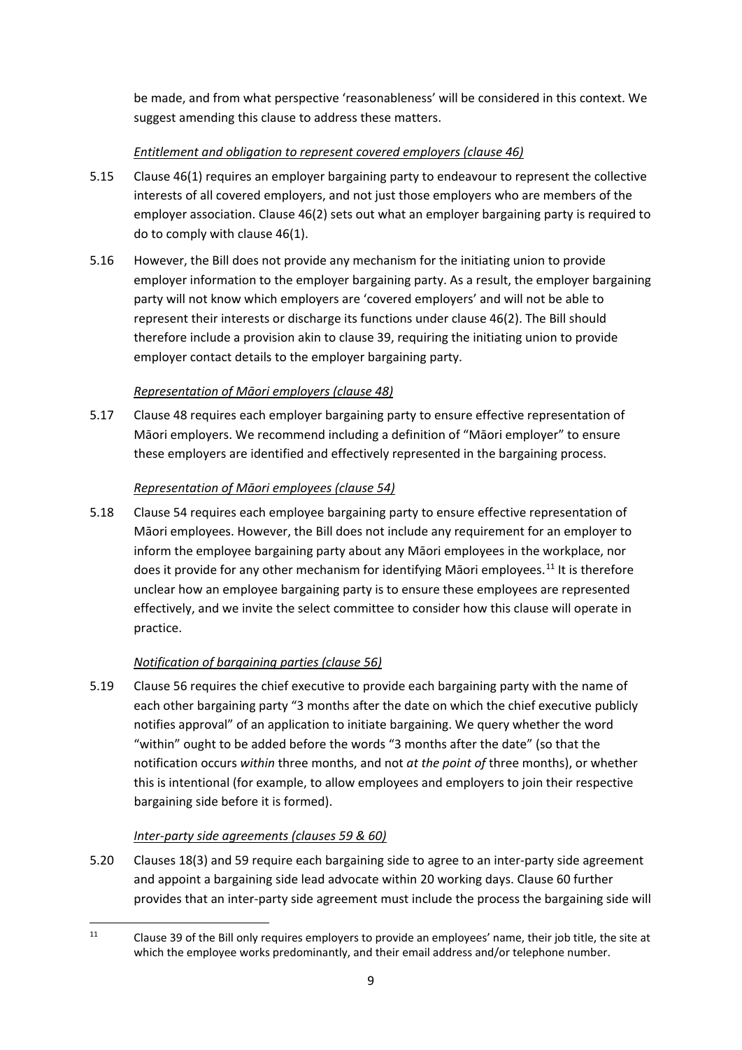be made, and from what perspective 'reasonableness' will be considered in this context. We suggest amending this clause to address these matters.

*Entitlement and obligation to represent covered employers (clause 46)*

5.15 Clause 46(1) requires an employer bargaining party to endeavour to represent the collective interests of all covered employers, and not just those employers who are members of the employer association. Clause 46(2) sets out what an employer bargaining party is required to do to comply with clause 46(1).

5.16 However, the Bill does not provide any mechanism for the initiating union to provide employer information to the employer bargaining party. As a result, the employer bargaining party will not know which employers are 'covered employers' and will not be able to represent their interests or discharge its functions under clause 46(2). The Bill should therefore include a provision akin to clause 39, requiring the initiating union to provide employer contact details to the employer bargaining party.

*Representation of Māori employers (clause 48)*

5.17 Clause 48 requires each employer bargaining party to ensure effective representation of Māori employers. We recommend including a definition of "Māori employer" to ensure these employers are identified and effectively represented in the bargaining process.

*Representation of Māori employees (clause 54)*

5.18 Clause 54 requires each employee bargaining party to ensure effective representation of Māori employees. However, the Bill does not include any requirement for an employer to inform the employee bargaining party about any Māori employees in the workplace, nor does it provide for any other mechanism for identifying Māori employees.[11] It is therefore unclear how an employee bargaining party is to ensure these employees are represented effectively, and we invite the select committee to consider how this clause will operate in practice.

*Notification of bargaining parties (clause 56)*

5.19 Clause 56 requires the chief executive to provide each bargaining party with the name of each other bargaining party "3 months after the date on which the chief executive publicly notifies approval" of an application to initiate bargaining. We query whether the word "within" ought to be added before the words "3 months after the date" (so that the notification occurs *within* three months, and not *at the point of* three months), or whether this is intentional (for example, to allow employees and employers to join their respective bargaining side before it is formed).

*Inter-party side agreements (clauses 59 & 60)*

5.20 Clauses 18(3) and 59 require each bargaining side to agree to an inter-party side agreement and appoint a bargaining side lead advocate within 20 working days. Clause 60 further provides that an inter-party side agreement must include the process the bargaining side will

[11] Clause 39 of the Bill only requires employers to provide an employees' name, their job title, the site at which the employee works predominantly, and their email address and/or telephone number.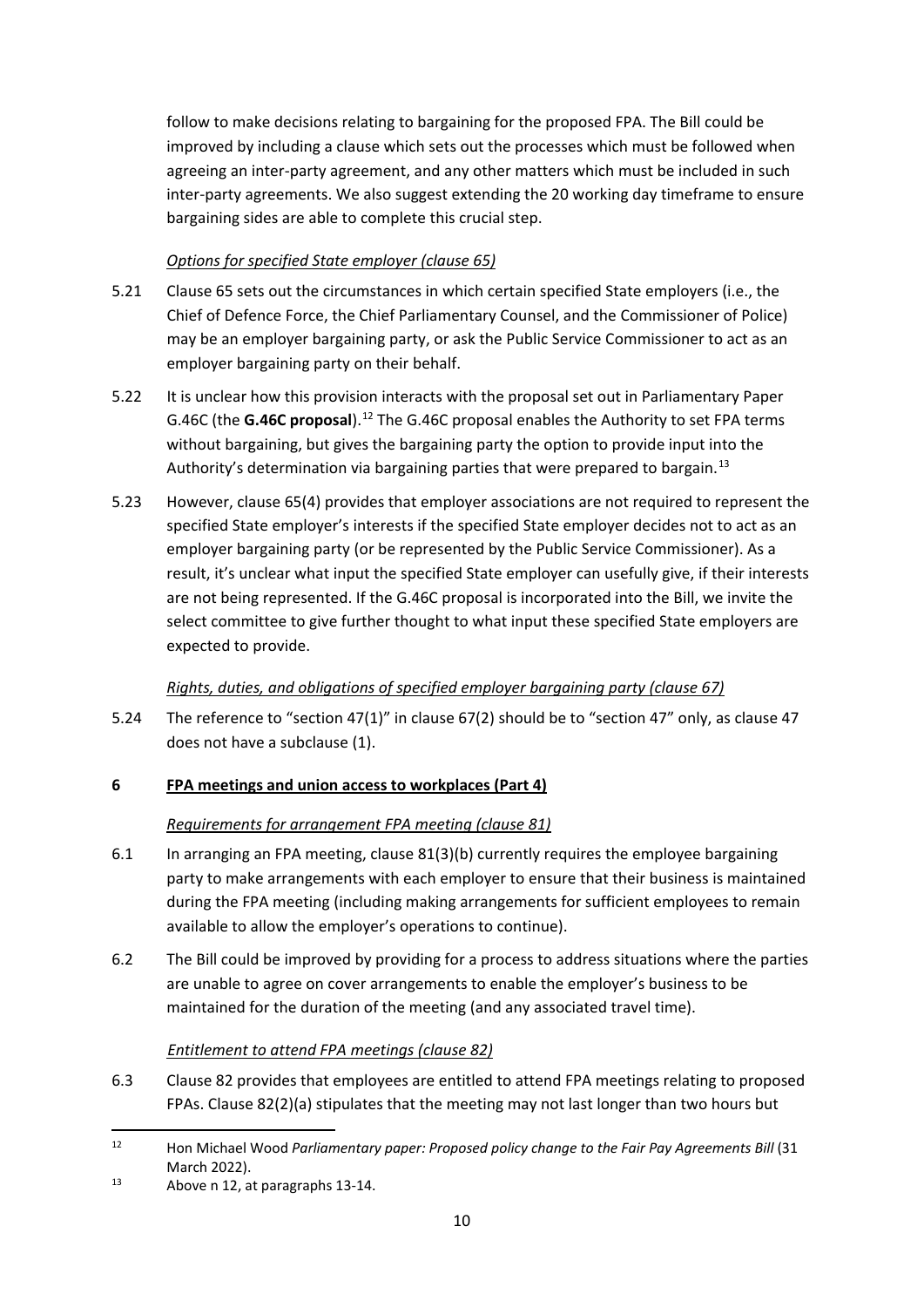follow to make decisions relating to bargaining for the proposed FPA. The Bill could be improved by including a clause which sets out the processes which must be followed when agreeing an inter-party agreement, and any other matters which must be included in such inter-party agreements. We also suggest extending the 20 working day timeframe to ensure bargaining sides are able to complete this crucial step.

*Options for specified State employer (clause 65)*

5.21 Clause 65 sets out the circumstances in which certain specified State employers (i.e., the Chief of Defence Force, the Chief Parliamentary Counsel, and the Commissioner of Police) may be an employer bargaining party, or ask the Public Service Commissioner to act as an employer bargaining party on their behalf.

5.22 It is unclear how this provision interacts with the proposal set out in Parliamentary Paper G.46C (the **G.46C proposal**).[12] The G.46C proposal enables the Authority to set FPA terms without bargaining, but gives the bargaining party the option to provide input into the Authority's determination via bargaining parties that were prepared to bargain.[13]

5.23 However, clause 65(4) provides that employer associations are not required to represent the specified State employer's interests if the specified State employer decides not to act as an employer bargaining party (or be represented by the Public Service Commissioner). As a result, it's unclear what input the specified State employer can usefully give, if their interests are not being represented. If the G.46C proposal is incorporated into the Bill, we invite the select committee to give further thought to what input these specified State employers are expected to provide.

*Rights, duties, and obligations of specified employer bargaining party (clause 67)*

5.24 The reference to "section 47(1)" in clause 67(2) should be to "section 47" only, as clause 47 does not have a subclause (1).

## 6 FPA meetings and union access to workplaces (Part 4)

*Requirements for arrangement FPA meeting (clause 81)*

6.1 In arranging an FPA meeting, clause 81(3)(b) currently requires the employee bargaining party to make arrangements with each employer to ensure that their business is maintained during the FPA meeting (including making arrangements for sufficient employees to remain available to allow the employer's operations to continue).

6.2 The Bill could be improved by providing for a process to address situations where the parties are unable to agree on cover arrangements to enable the employer's business to be maintained for the duration of the meeting (and any associated travel time).

*Entitlement to attend FPA meetings (clause 82)*

6.3 Clause 82 provides that employees are entitled to attend FPA meetings relating to proposed FPAs. Clause 82(2)(a) stipulates that the meeting may not last longer than two hours but

---

[12] Hon Michael Wood *Parliamentary paper: Proposed policy change to the Fair Pay Agreements Bill* (31 March 2022).

[13] Above n 12, at paragraphs 13-14.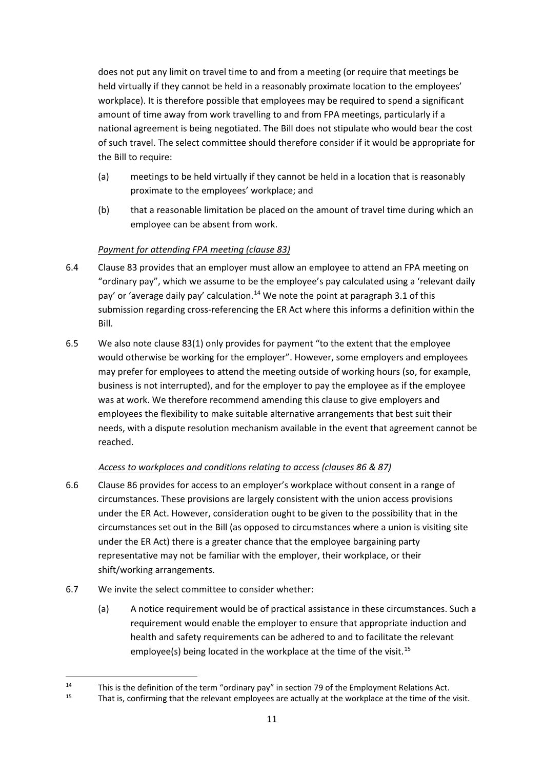does not put any limit on travel time to and from a meeting (or require that meetings be held virtually if they cannot be held in a reasonably proximate location to the employees' workplace). It is therefore possible that employees may be required to spend a significant amount of time away from work travelling to and from FPA meetings, particularly if a national agreement is being negotiated. The Bill does not stipulate who would bear the cost of such travel. The select committee should therefore consider if it would be appropriate for the Bill to require:

(a) meetings to be held virtually if they cannot be held in a location that is reasonably proximate to the employees' workplace; and

(b) that a reasonable limitation be placed on the amount of travel time during which an employee can be absent from work.

*Payment for attending FPA meeting (clause 83)*

6.4 Clause 83 provides that an employer must allow an employee to attend an FPA meeting on "ordinary pay", which we assume to be the employee's pay calculated using a 'relevant daily pay' or 'average daily pay' calculation.[14] We note the point at paragraph 3.1 of this submission regarding cross-referencing the ER Act where this informs a definition within the Bill.

6.5 We also note clause 83(1) only provides for payment "to the extent that the employee would otherwise be working for the employer". However, some employers and employees may prefer for employees to attend the meeting outside of working hours (so, for example, business is not interrupted), and for the employer to pay the employee as if the employee was at work. We therefore recommend amending this clause to give employers and employees the flexibility to make suitable alternative arrangements that best suit their needs, with a dispute resolution mechanism available in the event that agreement cannot be reached.

*Access to workplaces and conditions relating to access (clauses 86 & 87)*

6.6 Clause 86 provides for access to an employer's workplace without consent in a range of circumstances. These provisions are largely consistent with the union access provisions under the ER Act. However, consideration ought to be given to the possibility that in the circumstances set out in the Bill (as opposed to circumstances where a union is visiting site under the ER Act) there is a greater chance that the employee bargaining party representative may not be familiar with the employer, their workplace, or their shift/working arrangements.

6.7 We invite the select committee to consider whether:

(a) A notice requirement would be of practical assistance in these circumstances. Such a requirement would enable the employer to ensure that appropriate induction and health and safety requirements can be adhered to and to facilitate the relevant employee(s) being located in the workplace at the time of the visit.[15]

---

[14] This is the definition of the term "ordinary pay" in section 79 of the Employment Relations Act.

[15] That is, confirming that the relevant employees are actually at the workplace at the time of the visit.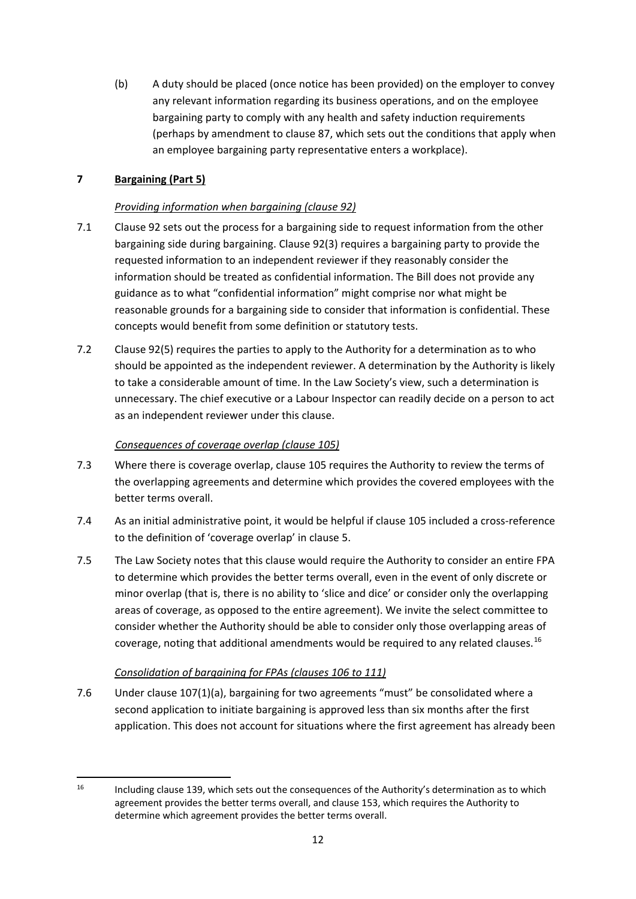(b) A duty should be placed (once notice has been provided) on the employer to convey any relevant information regarding its business operations, and on the employee bargaining party to comply with any health and safety induction requirements (perhaps by amendment to clause 87, which sets out the conditions that apply when an employee bargaining party representative enters a workplace).

## 7 Bargaining (Part 5)

*Providing information when bargaining (clause 92)*

7.1 Clause 92 sets out the process for a bargaining side to request information from the other bargaining side during bargaining. Clause 92(3) requires a bargaining party to provide the requested information to an independent reviewer if they reasonably consider the information should be treated as confidential information. The Bill does not provide any guidance as to what "confidential information" might comprise nor what might be reasonable grounds for a bargaining side to consider that information is confidential. These concepts would benefit from some definition or statutory tests.

7.2 Clause 92(5) requires the parties to apply to the Authority for a determination as to who should be appointed as the independent reviewer. A determination by the Authority is likely to take a considerable amount of time. In the Law Society's view, such a determination is unnecessary. The chief executive or a Labour Inspector can readily decide on a person to act as an independent reviewer under this clause.

*Consequences of coverage overlap (clause 105)*

7.3 Where there is coverage overlap, clause 105 requires the Authority to review the terms of the overlapping agreements and determine which provides the covered employees with the better terms overall.

7.4 As an initial administrative point, it would be helpful if clause 105 included a cross-reference to the definition of 'coverage overlap' in clause 5.

7.5 The Law Society notes that this clause would require the Authority to consider an entire FPA to determine which provides the better terms overall, even in the event of only discrete or minor overlap (that is, there is no ability to 'slice and dice' or consider only the overlapping areas of coverage, as opposed to the entire agreement). We invite the select committee to consider whether the Authority should be able to consider only those overlapping areas of coverage, noting that additional amendments would be required to any related clauses.[16]

*Consolidation of bargaining for FPAs (clauses 106 to 111)*

7.6 Under clause 107(1)(a), bargaining for two agreements "must" be consolidated where a second application to initiate bargaining is approved less than six months after the first application. This does not account for situations where the first agreement has already been

[16] Including clause 139, which sets out the consequences of the Authority's determination as to which agreement provides the better terms overall, and clause 153, which requires the Authority to determine which agreement provides the better terms overall.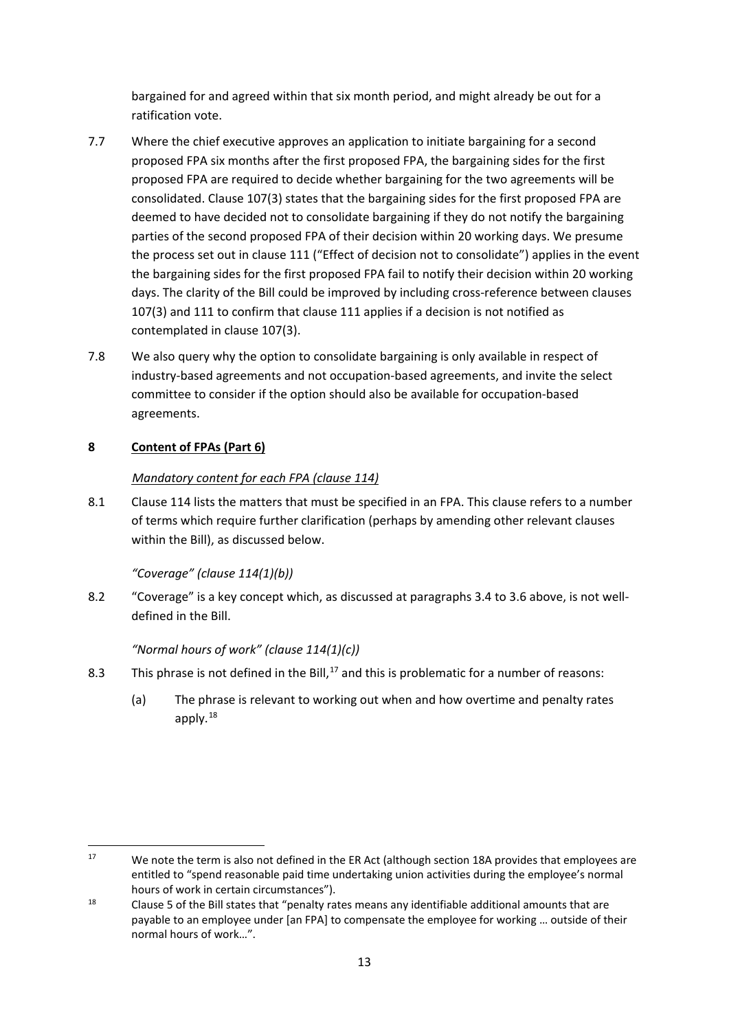bargained for and agreed within that six month period, and might already be out for a ratification vote.

7.7 Where the chief executive approves an application to initiate bargaining for a second proposed FPA six months after the first proposed FPA, the bargaining sides for the first proposed FPA are required to decide whether bargaining for the two agreements will be consolidated. Clause 107(3) states that the bargaining sides for the first proposed FPA are deemed to have decided not to consolidate bargaining if they do not notify the bargaining parties of the second proposed FPA of their decision within 20 working days. We presume the process set out in clause 111 ("Effect of decision not to consolidate") applies in the event the bargaining sides for the first proposed FPA fail to notify their decision within 20 working days. The clarity of the Bill could be improved by including cross-reference between clauses 107(3) and 111 to confirm that clause 111 applies if a decision is not notified as contemplated in clause 107(3).

7.8 We also query why the option to consolidate bargaining is only available in respect of industry-based agreements and not occupation-based agreements, and invite the select committee to consider if the option should also be available for occupation-based agreements.

## 8 Content of FPAs (Part 6)

*Mandatory content for each FPA (clause 114)*

8.1 Clause 114 lists the matters that must be specified in an FPA. This clause refers to a number of terms which require further clarification (perhaps by amending other relevant clauses within the Bill), as discussed below.

*"Coverage" (clause 114(1)(b))*

8.2 "Coverage" is a key concept which, as discussed at paragraphs 3.4 to 3.6 above, is not well-defined in the Bill.

*"Normal hours of work" (clause 114(1)(c))*

8.3 This phrase is not defined in the Bill,[17] and this is problematic for a number of reasons:

(a) The phrase is relevant to working out when and how overtime and penalty rates apply.[18]

---

[17] We note the term is also not defined in the ER Act (although section 18A provides that employees are entitled to "spend reasonable paid time undertaking union activities during the employee's normal hours of work in certain circumstances").

[18] Clause 5 of the Bill states that "penalty rates means any identifiable additional amounts that are payable to an employee under [an FPA] to compensate the employee for working … outside of their normal hours of work…".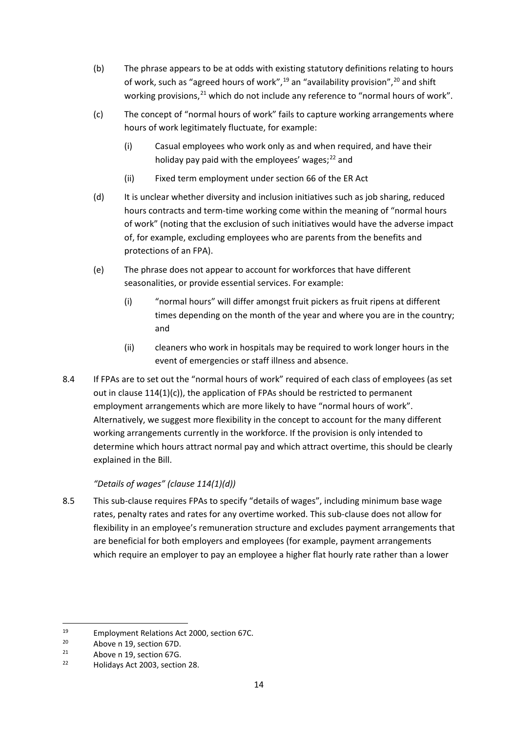(b) The phrase appears to be at odds with existing statutory definitions relating to hours of work, such as "agreed hours of work",[19] an "availability provision",[20] and shift working provisions,[21] which do not include any reference to "normal hours of work".

(c) The concept of "normal hours of work" fails to capture working arrangements where hours of work legitimately fluctuate, for example:

  (i) Casual employees who work only as and when required, and have their holiday pay paid with the employees' wages;[22] and

  (ii) Fixed term employment under section 66 of the ER Act

(d) It is unclear whether diversity and inclusion initiatives such as job sharing, reduced hours contracts and term-time working come within the meaning of "normal hours of work" (noting that the exclusion of such initiatives would have the adverse impact of, for example, excluding employees who are parents from the benefits and protections of an FPA).

(e) The phrase does not appear to account for workforces that have different seasonalities, or provide essential services. For example:

  (i) "normal hours" will differ amongst fruit pickers as fruit ripens at different times depending on the month of the year and where you are in the country; and

  (ii) cleaners who work in hospitals may be required to work longer hours in the event of emergencies or staff illness and absence.

8.4 If FPAs are to set out the "normal hours of work" required of each class of employees (as set out in clause 114(1)(c)), the application of FPAs should be restricted to permanent employment arrangements which are more likely to have "normal hours of work". Alternatively, we suggest more flexibility in the concept to account for the many different working arrangements currently in the workforce. If the provision is only intended to determine which hours attract normal pay and which attract overtime, this should be clearly explained in the Bill.

*"Details of wages" (clause 114(1)(d))*

8.5 This sub-clause requires FPAs to specify "details of wages", including minimum base wage rates, penalty rates and rates for any overtime worked. This sub-clause does not allow for flexibility in an employee's remuneration structure and excludes payment arrangements that are beneficial for both employers and employees (for example, payment arrangements which require an employer to pay an employee a higher flat hourly rate rather than a lower

---

[19] Employment Relations Act 2000, section 67C.

[20] Above n 19, section 67D.

[21] Above n 19, section 67G.

[22] Holidays Act 2003, section 28.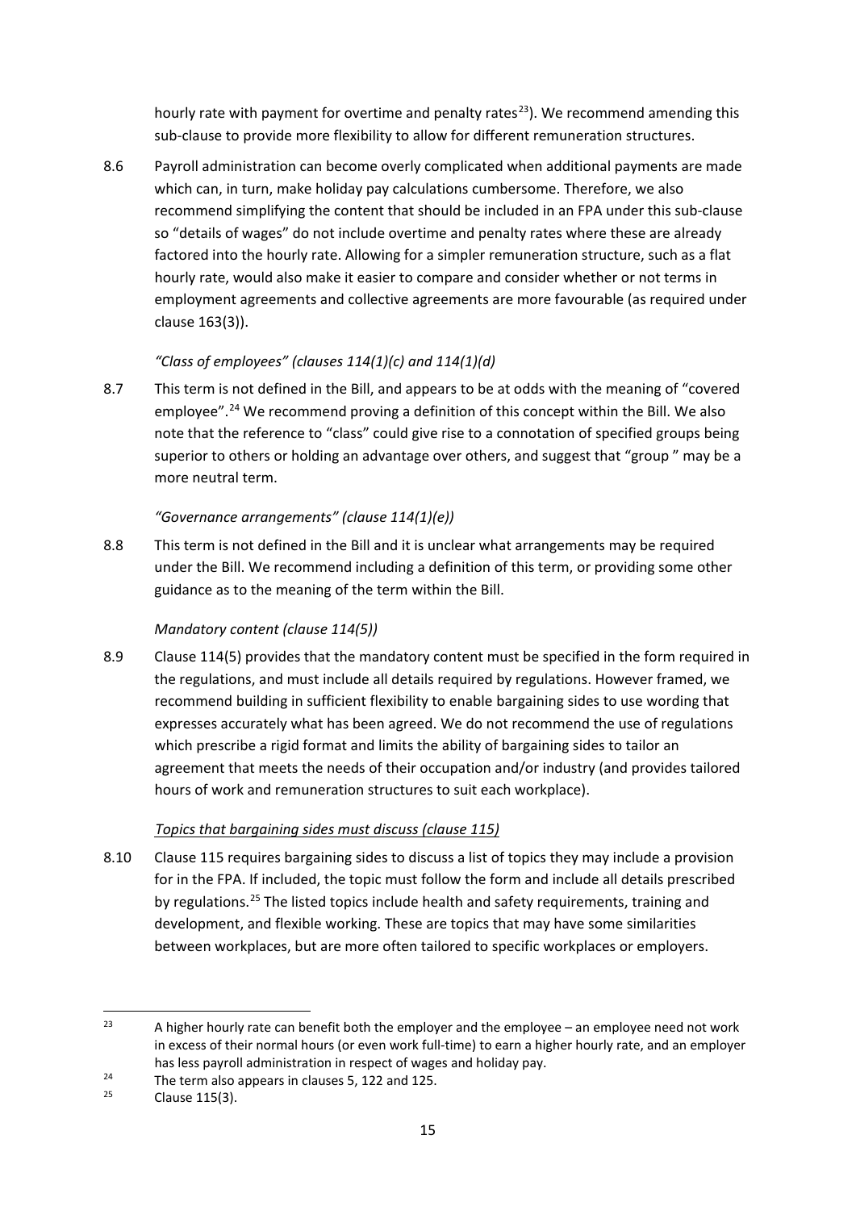hourly rate with payment for overtime and penalty rates[23]). We recommend amending this sub-clause to provide more flexibility to allow for different remuneration structures.

8.6 Payroll administration can become overly complicated when additional payments are made which can, in turn, make holiday pay calculations cumbersome. Therefore, we also recommend simplifying the content that should be included in an FPA under this sub-clause so "details of wages" do not include overtime and penalty rates where these are already factored into the hourly rate. Allowing for a simpler remuneration structure, such as a flat hourly rate, would also make it easier to compare and consider whether or not terms in employment agreements and collective agreements are more favourable (as required under clause 163(3)).

*"Class of employees" (clauses 114(1)(c) and 114(1)(d)*

8.7 This term is not defined in the Bill, and appears to be at odds with the meaning of "covered employee".[24] We recommend proving a definition of this concept within the Bill. We also note that the reference to "class" could give rise to a connotation of specified groups being superior to others or holding an advantage over others, and suggest that "group " may be a more neutral term.

*"Governance arrangements" (clause 114(1)(e))*

8.8 This term is not defined in the Bill and it is unclear what arrangements may be required under the Bill. We recommend including a definition of this term, or providing some other guidance as to the meaning of the term within the Bill.

*Mandatory content (clause 114(5))*

8.9 Clause 114(5) provides that the mandatory content must be specified in the form required in the regulations, and must include all details required by regulations. However framed, we recommend building in sufficient flexibility to enable bargaining sides to use wording that expresses accurately what has been agreed. We do not recommend the use of regulations which prescribe a rigid format and limits the ability of bargaining sides to tailor an agreement that meets the needs of their occupation and/or industry (and provides tailored hours of work and remuneration structures to suit each workplace).

*Topics that bargaining sides must discuss (clause 115)*

8.10 Clause 115 requires bargaining sides to discuss a list of topics they may include a provision for in the FPA. If included, the topic must follow the form and include all details prescribed by regulations.[25] The listed topics include health and safety requirements, training and development, and flexible working. These are topics that may have some similarities between workplaces, but are more often tailored to specific workplaces or employers.

---

[23] A higher hourly rate can benefit both the employer and the employee – an employee need not work in excess of their normal hours (or even work full-time) to earn a higher hourly rate, and an employer has less payroll administration in respect of wages and holiday pay.

[24] The term also appears in clauses 5, 122 and 125.

[25] Clause 115(3).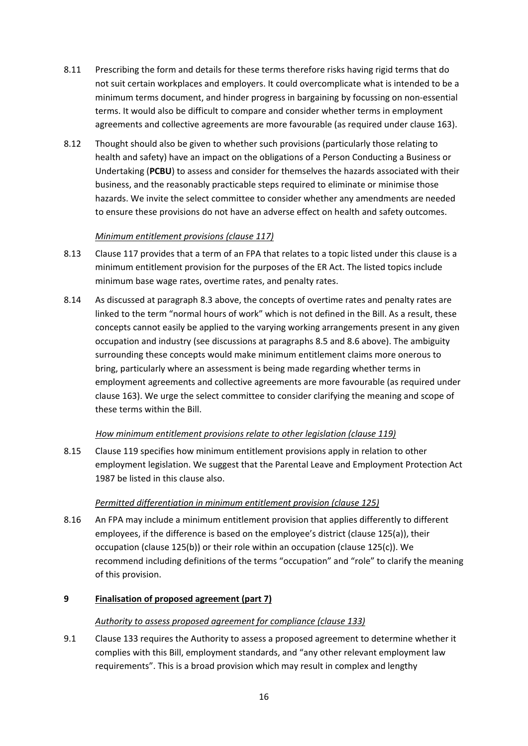8.11 Prescribing the form and details for these terms therefore risks having rigid terms that do not suit certain workplaces and employers. It could overcomplicate what is intended to be a minimum terms document, and hinder progress in bargaining by focussing on non-essential terms. It would also be difficult to compare and consider whether terms in employment agreements and collective agreements are more favourable (as required under clause 163).

8.12 Thought should also be given to whether such provisions (particularly those relating to health and safety) have an impact on the obligations of a Person Conducting a Business or Undertaking (**PCBU**) to assess and consider for themselves the hazards associated with their business, and the reasonably practicable steps required to eliminate or minimise those hazards. We invite the select committee to consider whether any amendments are needed to ensure these provisions do not have an adverse effect on health and safety outcomes.

*Minimum entitlement provisions (clause 117)*

8.13 Clause 117 provides that a term of an FPA that relates to a topic listed under this clause is a minimum entitlement provision for the purposes of the ER Act. The listed topics include minimum base wage rates, overtime rates, and penalty rates.

8.14 As discussed at paragraph 8.3 above, the concepts of overtime rates and penalty rates are linked to the term "normal hours of work" which is not defined in the Bill. As a result, these concepts cannot easily be applied to the varying working arrangements present in any given occupation and industry (see discussions at paragraphs 8.5 and 8.6 above). The ambiguity surrounding these concepts would make minimum entitlement claims more onerous to bring, particularly where an assessment is being made regarding whether terms in employment agreements and collective agreements are more favourable (as required under clause 163). We urge the select committee to consider clarifying the meaning and scope of these terms within the Bill.

*How minimum entitlement provisions relate to other legislation (clause 119)*

8.15 Clause 119 specifies how minimum entitlement provisions apply in relation to other employment legislation. We suggest that the Parental Leave and Employment Protection Act 1987 be listed in this clause also.

*Permitted differentiation in minimum entitlement provision (clause 125)*

8.16 An FPA may include a minimum entitlement provision that applies differently to different employees, if the difference is based on the employee's district (clause 125(a)), their occupation (clause 125(b)) or their role within an occupation (clause 125(c)). We recommend including definitions of the terms "occupation" and "role" to clarify the meaning of this provision.

## 9 Finalisation of proposed agreement (part 7)

*Authority to assess proposed agreement for compliance (clause 133)*

9.1 Clause 133 requires the Authority to assess a proposed agreement to determine whether it complies with this Bill, employment standards, and "any other relevant employment law requirements". This is a broad provision which may result in complex and lengthy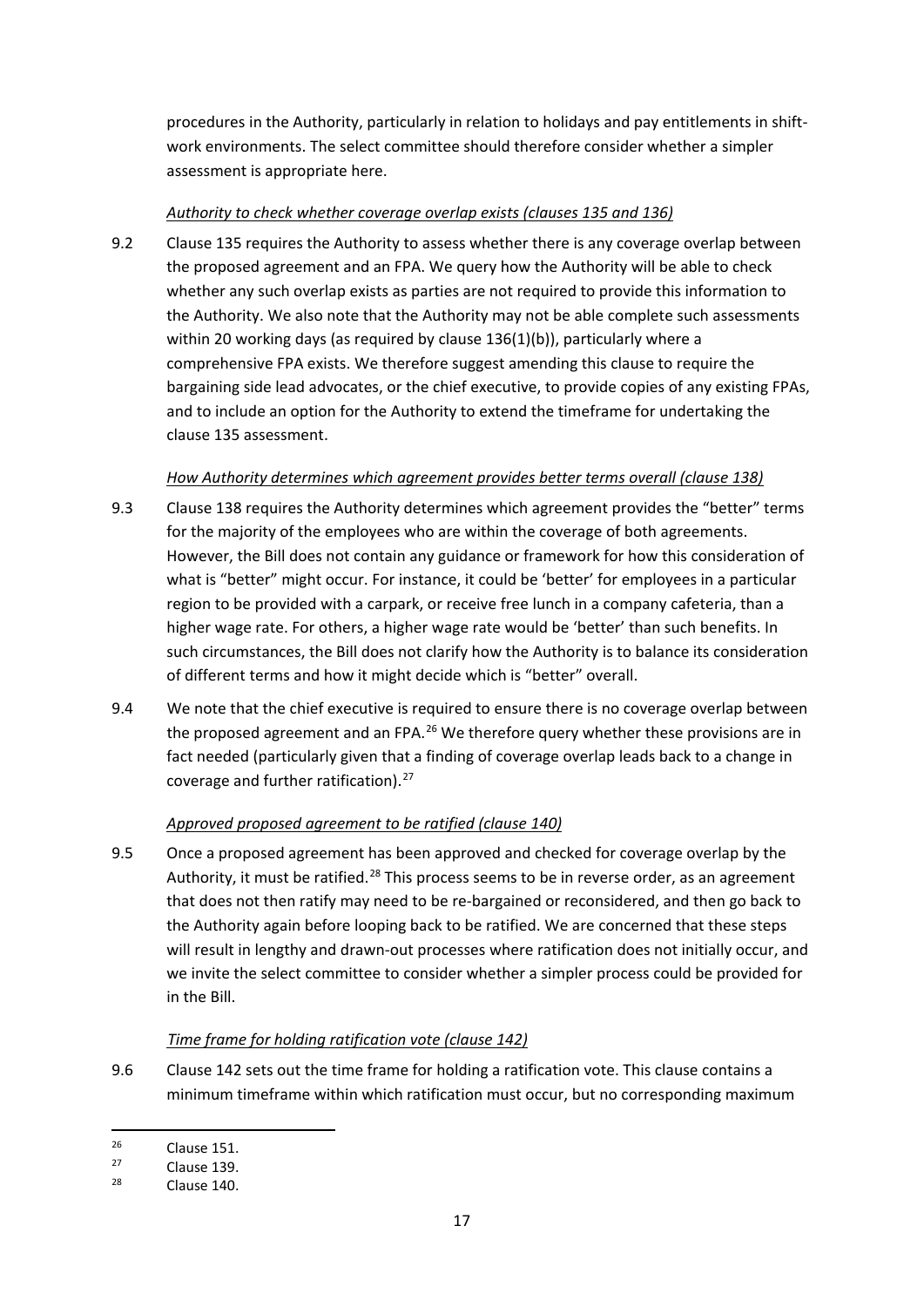procedures in the Authority, particularly in relation to holidays and pay entitlements in shift-work environments. The select committee should therefore consider whether a simpler assessment is appropriate here.

*Authority to check whether coverage overlap exists (clauses 135 and 136)*

9.2 Clause 135 requires the Authority to assess whether there is any coverage overlap between the proposed agreement and an FPA. We query how the Authority will be able to check whether any such overlap exists as parties are not required to provide this information to the Authority. We also note that the Authority may not be able complete such assessments within 20 working days (as required by clause 136(1)(b)), particularly where a comprehensive FPA exists. We therefore suggest amending this clause to require the bargaining side lead advocates, or the chief executive, to provide copies of any existing FPAs, and to include an option for the Authority to extend the timeframe for undertaking the clause 135 assessment.

*How Authority determines which agreement provides better terms overall (clause 138)*

9.3 Clause 138 requires the Authority determines which agreement provides the "better" terms for the majority of the employees who are within the coverage of both agreements. However, the Bill does not contain any guidance or framework for how this consideration of what is "better" might occur. For instance, it could be 'better' for employees in a particular region to be provided with a carpark, or receive free lunch in a company cafeteria, than a higher wage rate. For others, a higher wage rate would be 'better' than such benefits. In such circumstances, the Bill does not clarify how the Authority is to balance its consideration of different terms and how it might decide which is "better" overall.

9.4 We note that the chief executive is required to ensure there is no coverage overlap between the proposed agreement and an FPA.[26] We therefore query whether these provisions are in fact needed (particularly given that a finding of coverage overlap leads back to a change in coverage and further ratification).[27]

*Approved proposed agreement to be ratified (clause 140)*

9.5 Once a proposed agreement has been approved and checked for coverage overlap by the Authority, it must be ratified.[28] This process seems to be in reverse order, as an agreement that does not then ratify may need to be re-bargained or reconsidered, and then go back to the Authority again before looping back to be ratified. We are concerned that these steps will result in lengthy and drawn-out processes where ratification does not initially occur, and we invite the select committee to consider whether a simpler process could be provided for in the Bill.

*Time frame for holding ratification vote (clause 142)*

9.6 Clause 142 sets out the time frame for holding a ratification vote. This clause contains a minimum timeframe within which ratification must occur, but no corresponding maximum

---

[26] Clause 151.

[27] Clause 139.

[28] Clause 140.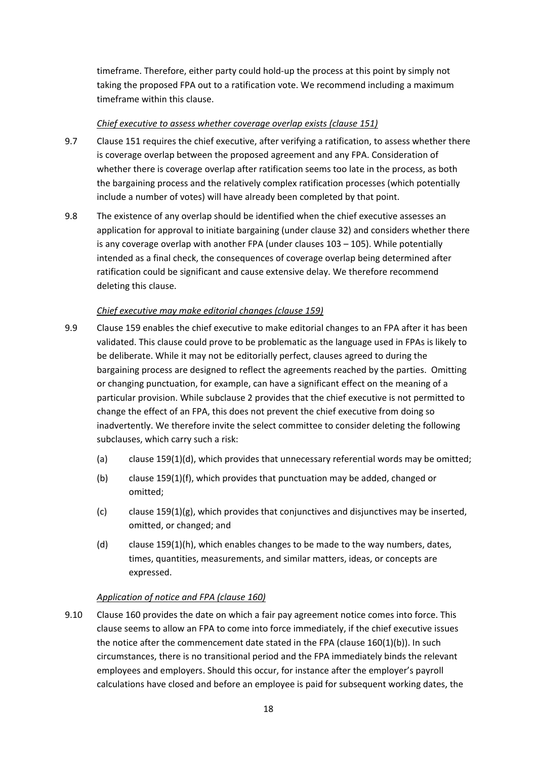timeframe. Therefore, either party could hold-up the process at this point by simply not taking the proposed FPA out to a ratification vote. We recommend including a maximum timeframe within this clause.

*Chief executive to assess whether coverage overlap exists (clause 151)*

9.7 Clause 151 requires the chief executive, after verifying a ratification, to assess whether there is coverage overlap between the proposed agreement and any FPA. Consideration of whether there is coverage overlap after ratification seems too late in the process, as both the bargaining process and the relatively complex ratification processes (which potentially include a number of votes) will have already been completed by that point.

9.8 The existence of any overlap should be identified when the chief executive assesses an application for approval to initiate bargaining (under clause 32) and considers whether there is any coverage overlap with another FPA (under clauses 103 – 105). While potentially intended as a final check, the consequences of coverage overlap being determined after ratification could be significant and cause extensive delay. We therefore recommend deleting this clause.

*Chief executive may make editorial changes (clause 159)*

9.9 Clause 159 enables the chief executive to make editorial changes to an FPA after it has been validated. This clause could prove to be problematic as the language used in FPAs is likely to be deliberate. While it may not be editorially perfect, clauses agreed to during the bargaining process are designed to reflect the agreements reached by the parties. Omitting or changing punctuation, for example, can have a significant effect on the meaning of a particular provision. While subclause 2 provides that the chief executive is not permitted to change the effect of an FPA, this does not prevent the chief executive from doing so inadvertently. We therefore invite the select committee to consider deleting the following subclauses, which carry such a risk:

(a) clause 159(1)(d), which provides that unnecessary referential words may be omitted;

(b) clause 159(1)(f), which provides that punctuation may be added, changed or omitted;

(c) clause 159(1)(g), which provides that conjunctives and disjunctives may be inserted, omitted, or changed; and

(d) clause 159(1)(h), which enables changes to be made to the way numbers, dates, times, quantities, measurements, and similar matters, ideas, or concepts are expressed.

*Application of notice and FPA (clause 160)*

9.10 Clause 160 provides the date on which a fair pay agreement notice comes into force. This clause seems to allow an FPA to come into force immediately, if the chief executive issues the notice after the commencement date stated in the FPA (clause 160(1)(b)). In such circumstances, there is no transitional period and the FPA immediately binds the relevant employees and employers. Should this occur, for instance after the employer's payroll calculations have closed and before an employee is paid for subsequent working dates, the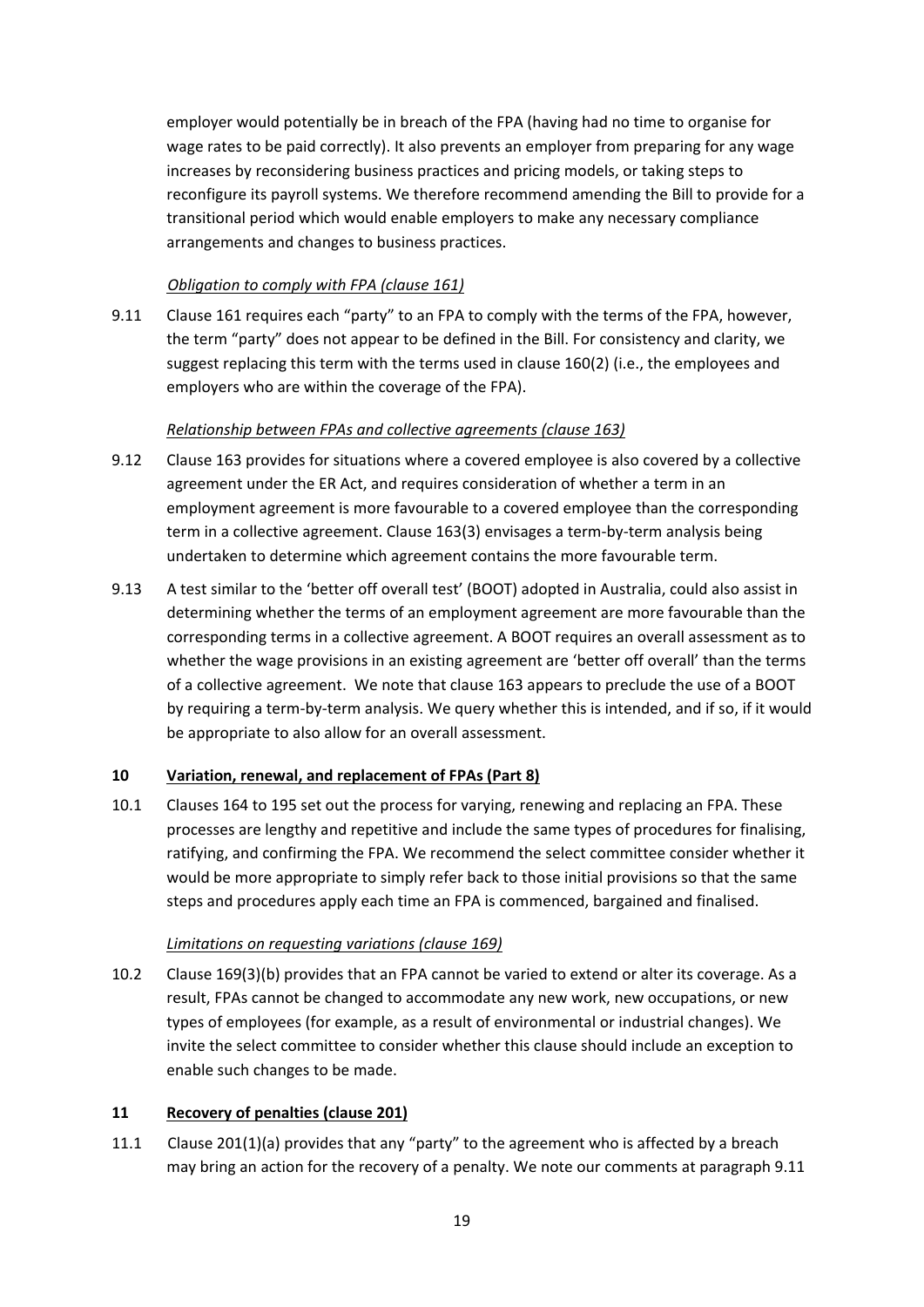employer would potentially be in breach of the FPA (having had no time to organise for wage rates to be paid correctly). It also prevents an employer from preparing for any wage increases by reconsidering business practices and pricing models, or taking steps to reconfigure its payroll systems. We therefore recommend amending the Bill to provide for a transitional period which would enable employers to make any necessary compliance arrangements and changes to business practices.

*Obligation to comply with FPA (clause 161)*

9.11 Clause 161 requires each "party" to an FPA to comply with the terms of the FPA, however, the term "party" does not appear to be defined in the Bill. For consistency and clarity, we suggest replacing this term with the terms used in clause 160(2) (i.e., the employees and employers who are within the coverage of the FPA).

*Relationship between FPAs and collective agreements (clause 163)*

9.12 Clause 163 provides for situations where a covered employee is also covered by a collective agreement under the ER Act, and requires consideration of whether a term in an employment agreement is more favourable to a covered employee than the corresponding term in a collective agreement. Clause 163(3) envisages a term-by-term analysis being undertaken to determine which agreement contains the more favourable term.

9.13 A test similar to the 'better off overall test' (BOOT) adopted in Australia, could also assist in determining whether the terms of an employment agreement are more favourable than the corresponding terms in a collective agreement. A BOOT requires an overall assessment as to whether the wage provisions in an existing agreement are 'better off overall' than the terms of a collective agreement. We note that clause 163 appears to preclude the use of a BOOT by requiring a term-by-term analysis. We query whether this is intended, and if so, if it would be appropriate to also allow for an overall assessment.

## 10 Variation, renewal, and replacement of FPAs (Part 8)

10.1 Clauses 164 to 195 set out the process for varying, renewing and replacing an FPA. These processes are lengthy and repetitive and include the same types of procedures for finalising, ratifying, and confirming the FPA. We recommend the select committee consider whether it would be more appropriate to simply refer back to those initial provisions so that the same steps and procedures apply each time an FPA is commenced, bargained and finalised.

*Limitations on requesting variations (clause 169)*

10.2 Clause 169(3)(b) provides that an FPA cannot be varied to extend or alter its coverage. As a result, FPAs cannot be changed to accommodate any new work, new occupations, or new types of employees (for example, as a result of environmental or industrial changes). We invite the select committee to consider whether this clause should include an exception to enable such changes to be made.

## 11 Recovery of penalties (clause 201)

11.1 Clause 201(1)(a) provides that any "party" to the agreement who is affected by a breach may bring an action for the recovery of a penalty. We note our comments at paragraph 9.11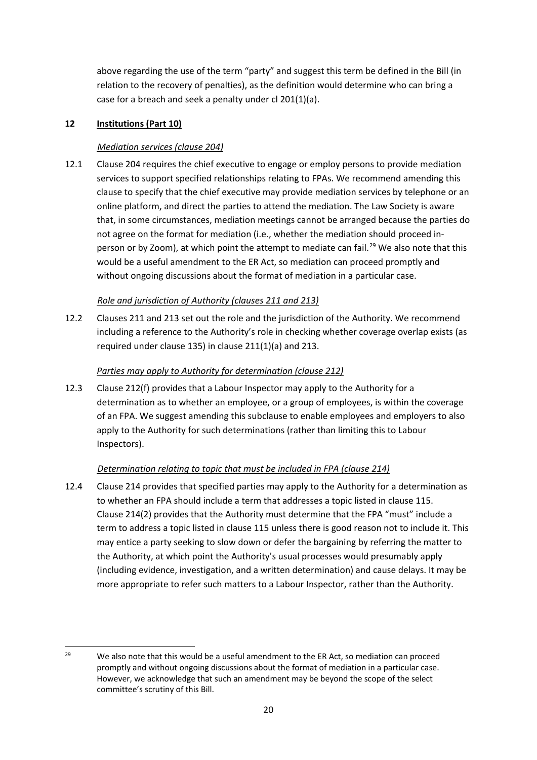above regarding the use of the term "party" and suggest this term be defined in the Bill (in relation to the recovery of penalties), as the definition would determine who can bring a case for a breach and seek a penalty under cl 201(1)(a).

## 12 Institutions (Part 10)

*Mediation services (clause 204)*

12.1 Clause 204 requires the chief executive to engage or employ persons to provide mediation services to support specified relationships relating to FPAs. We recommend amending this clause to specify that the chief executive may provide mediation services by telephone or an online platform, and direct the parties to attend the mediation. The Law Society is aware that, in some circumstances, mediation meetings cannot be arranged because the parties do not agree on the format for mediation (i.e., whether the mediation should proceed in-person or by Zoom), at which point the attempt to mediate can fail.[29] We also note that this would be a useful amendment to the ER Act, so mediation can proceed promptly and without ongoing discussions about the format of mediation in a particular case.

*Role and jurisdiction of Authority (clauses 211 and 213)*

12.2 Clauses 211 and 213 set out the role and the jurisdiction of the Authority. We recommend including a reference to the Authority's role in checking whether coverage overlap exists (as required under clause 135) in clause 211(1)(a) and 213.

*Parties may apply to Authority for determination (clause 212)*

12.3 Clause 212(f) provides that a Labour Inspector may apply to the Authority for a determination as to whether an employee, or a group of employees, is within the coverage of an FPA. We suggest amending this subclause to enable employees and employers to also apply to the Authority for such determinations (rather than limiting this to Labour Inspectors).

*Determination relating to topic that must be included in FPA (clause 214)*

12.4 Clause 214 provides that specified parties may apply to the Authority for a determination as to whether an FPA should include a term that addresses a topic listed in clause 115. Clause 214(2) provides that the Authority must determine that the FPA "must" include a term to address a topic listed in clause 115 unless there is good reason not to include it. This may entice a party seeking to slow down or defer the bargaining by referring the matter to the Authority, at which point the Authority's usual processes would presumably apply (including evidence, investigation, and a written determination) and cause delays. It may be more appropriate to refer such matters to a Labour Inspector, rather than the Authority.

---

[29] We also note that this would be a useful amendment to the ER Act, so mediation can proceed promptly and without ongoing discussions about the format of mediation in a particular case. However, we acknowledge that such an amendment may be beyond the scope of the select committee's scrutiny of this Bill.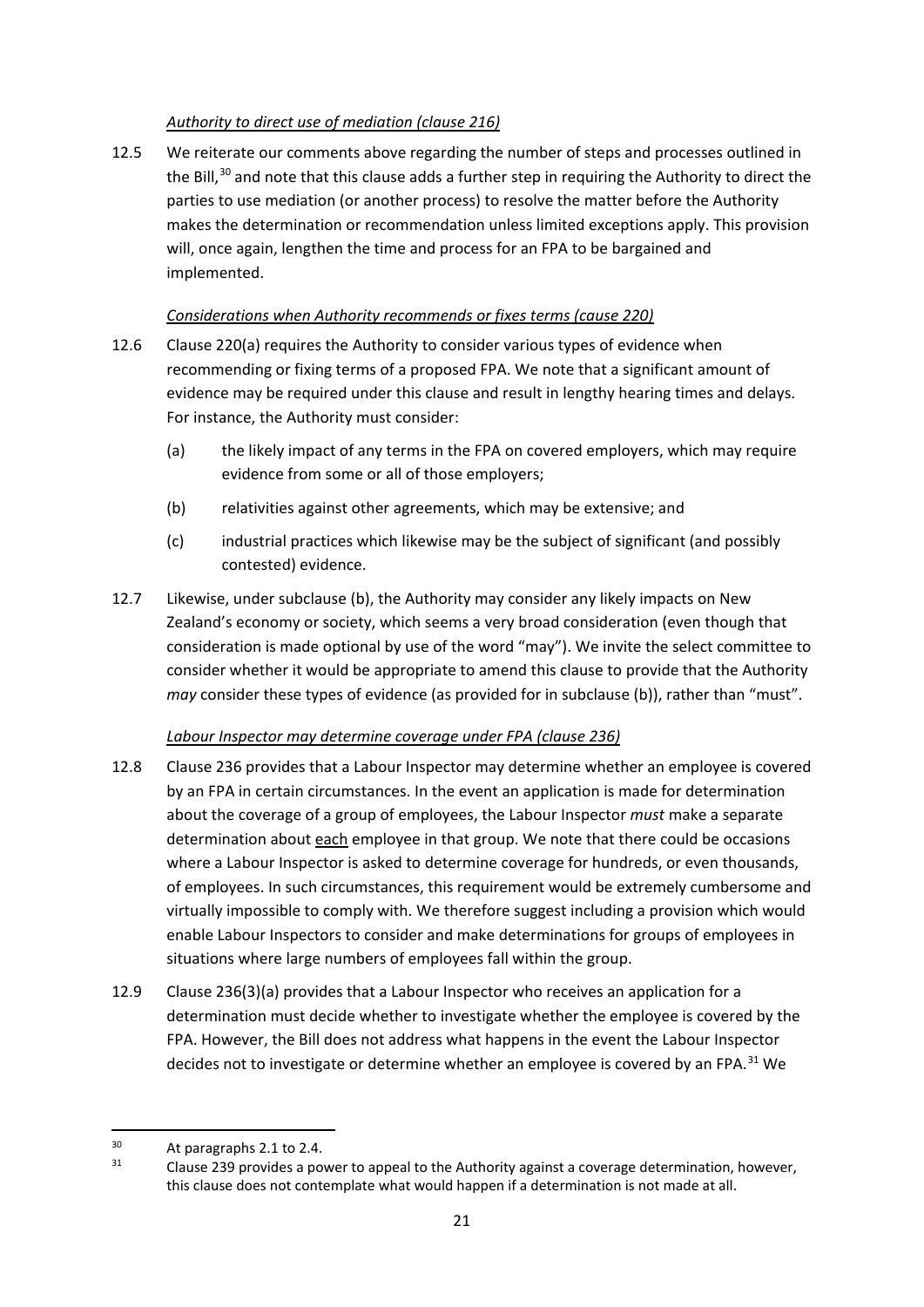*Authority to direct use of mediation (clause 216)*

12.5 We reiterate our comments above regarding the number of steps and processes outlined in the Bill,[30] and note that this clause adds a further step in requiring the Authority to direct the parties to use mediation (or another process) to resolve the matter before the Authority makes the determination or recommendation unless limited exceptions apply. This provision will, once again, lengthen the time and process for an FPA to be bargained and implemented.

*Considerations when Authority recommends or fixes terms (cause 220)*

12.6 Clause 220(a) requires the Authority to consider various types of evidence when recommending or fixing terms of a proposed FPA. We note that a significant amount of evidence may be required under this clause and result in lengthy hearing times and delays. For instance, the Authority must consider:

(a) the likely impact of any terms in the FPA on covered employers, which may require evidence from some or all of those employers;

(b) relativities against other agreements, which may be extensive; and

(c) industrial practices which likewise may be the subject of significant (and possibly contested) evidence.

12.7 Likewise, under subclause (b), the Authority may consider any likely impacts on New Zealand's economy or society, which seems a very broad consideration (even though that consideration is made optional by use of the word "may"). We invite the select committee to consider whether it would be appropriate to amend this clause to provide that the Authority *may* consider these types of evidence (as provided for in subclause (b)), rather than "must".

*Labour Inspector may determine coverage under FPA (clause 236)*

12.8 Clause 236 provides that a Labour Inspector may determine whether an employee is covered by an FPA in certain circumstances. In the event an application is made for determination about the coverage of a group of employees, the Labour Inspector *must* make a separate determination about <u>each</u> employee in that group. We note that there could be occasions where a Labour Inspector is asked to determine coverage for hundreds, or even thousands, of employees. In such circumstances, this requirement would be extremely cumbersome and virtually impossible to comply with. We therefore suggest including a provision which would enable Labour Inspectors to consider and make determinations for groups of employees in situations where large numbers of employees fall within the group.

12.9 Clause 236(3)(a) provides that a Labour Inspector who receives an application for a determination must decide whether to investigate whether the employee is covered by the FPA. However, the Bill does not address what happens in the event the Labour Inspector decides not to investigate or determine whether an employee is covered by an FPA.[31] We

---

[30] At paragraphs 2.1 to 2.4.

[31] Clause 239 provides a power to appeal to the Authority against a coverage determination, however, this clause does not contemplate what would happen if a determination is not made at all.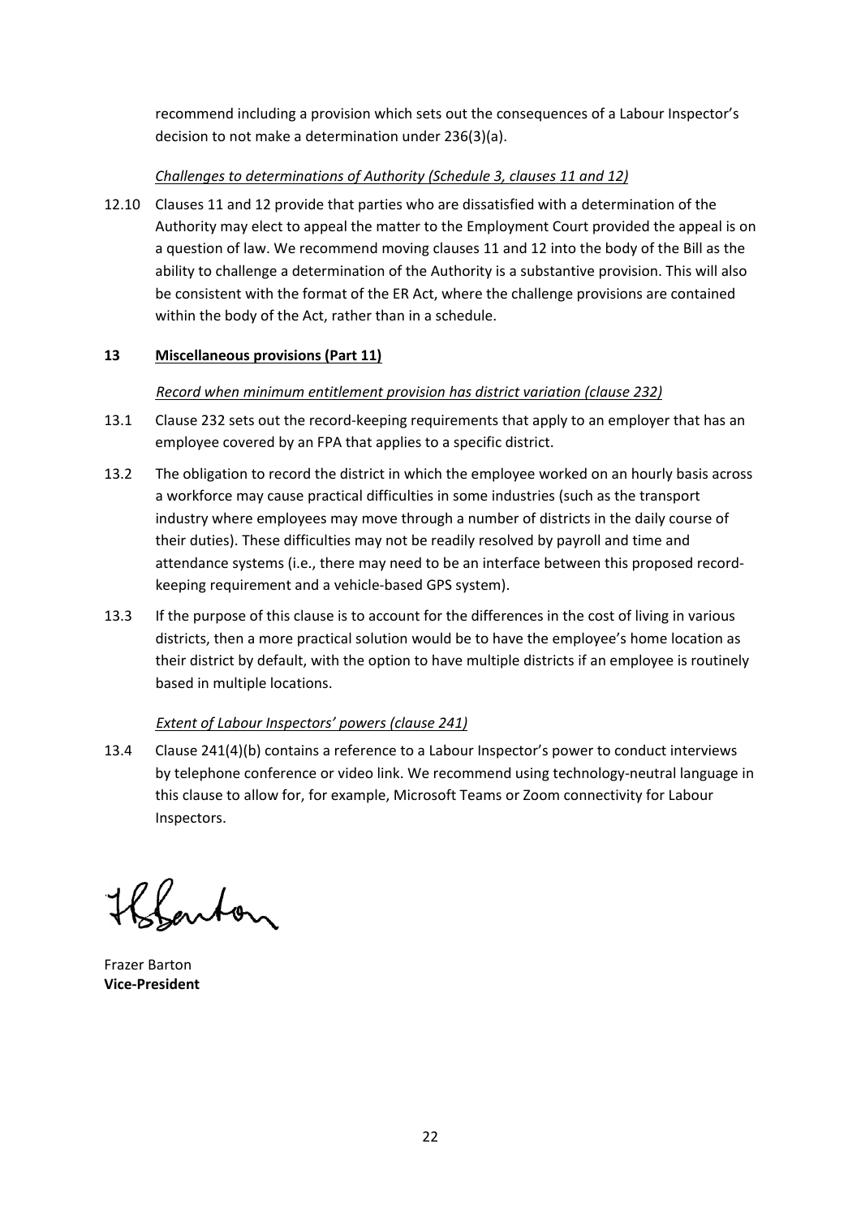recommend including a provision which sets out the consequences of a Labour Inspector's decision to not make a determination under 236(3)(a).

*Challenges to determinations of Authority (Schedule 3, clauses 11 and 12)*

12.10 Clauses 11 and 12 provide that parties who are dissatisfied with a determination of the Authority may elect to appeal the matter to the Employment Court provided the appeal is on a question of law. We recommend moving clauses 11 and 12 into the body of the Bill as the ability to challenge a determination of the Authority is a substantive provision. This will also be consistent with the format of the ER Act, where the challenge provisions are contained within the body of the Act, rather than in a schedule.

## 13 Miscellaneous provisions (Part 11)

*Record when minimum entitlement provision has district variation (clause 232)*

13.1 Clause 232 sets out the record-keeping requirements that apply to an employer that has an employee covered by an FPA that applies to a specific district.

13.2 The obligation to record the district in which the employee worked on an hourly basis across a workforce may cause practical difficulties in some industries (such as the transport industry where employees may move through a number of districts in the daily course of their duties). These difficulties may not be readily resolved by payroll and time and attendance systems (i.e., there may need to be an interface between this proposed record-keeping requirement and a vehicle-based GPS system).

13.3 If the purpose of this clause is to account for the differences in the cost of living in various districts, then a more practical solution would be to have the employee's home location as their district by default, with the option to have multiple districts if an employee is routinely based in multiple locations.

*Extent of Labour Inspectors' powers (clause 241)*

13.4 Clause 241(4)(b) contains a reference to a Labour Inspector's power to conduct interviews by telephone conference or video link. We recommend using technology-neutral language in this clause to allow for, for example, Microsoft Teams or Zoom connectivity for Labour Inspectors.

Frazer Barton
**Vice-President**